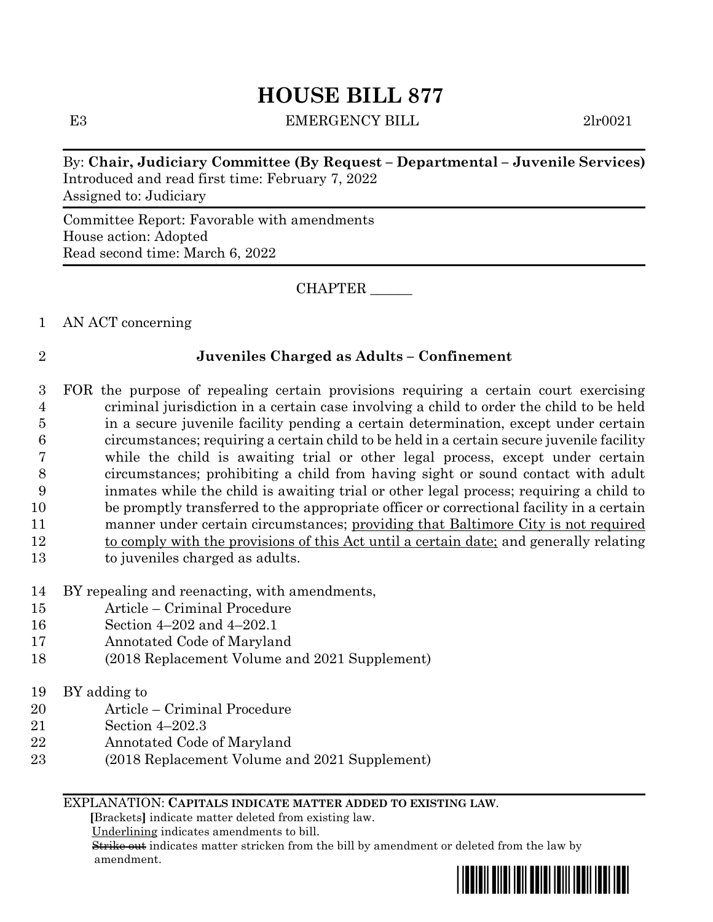# HOUSE BILL 877

E3 EMERGENCY BILL 2lr0021

By: **Chair, Judiciary Committee (By Request – Departmental – Juvenile Services)**
Introduced and read first time: February 7, 2022
Assigned to: Judiciary

Committee Report: Favorable with amendments
House action: Adopted
Read second time: March 6, 2022

CHAPTER ______

1 AN ACT concerning

2 **Juveniles Charged as Adults – Confinement**

3 FOR the purpose of repealing certain provisions requiring a certain court exercising
4 criminal jurisdiction in a certain case involving a child to order the child to be held
5 in a secure juvenile facility pending a certain determination, except under certain
6 circumstances; requiring a certain child to be held in a certain secure juvenile facility
7 while the child is awaiting trial or other legal process, except under certain
8 circumstances; prohibiting a child from having sight or sound contact with adult
9 inmates while the child is awaiting trial or other legal process; requiring a child to
10 be promptly transferred to the appropriate officer or correctional facility in a certain
11 manner under certain circumstances; <u>providing that Baltimore City is not required</u>
12 <u>to comply with the provisions of this Act until a certain date;</u> and generally relating
13 to juveniles charged as adults.

14 BY repealing and reenacting, with amendments,
15 Article – Criminal Procedure
16 Section 4–202 and 4–202.1
17 Annotated Code of Maryland
18 (2018 Replacement Volume and 2021 Supplement)

19 BY adding to
20 Article – Criminal Procedure
21 Section 4–202.3
22 Annotated Code of Maryland
23 (2018 Replacement Volume and 2021 Supplement)

EXPLANATION: **CAPITALS INDICATE MATTER ADDED TO EXISTING LAW.**
**[**Brackets**]** indicate matter deleted from existing law.
<u>Underlining</u> indicates amendments to bill.
~~Strike out~~ indicates matter stricken from the bill by amendment or deleted from the law by amendment.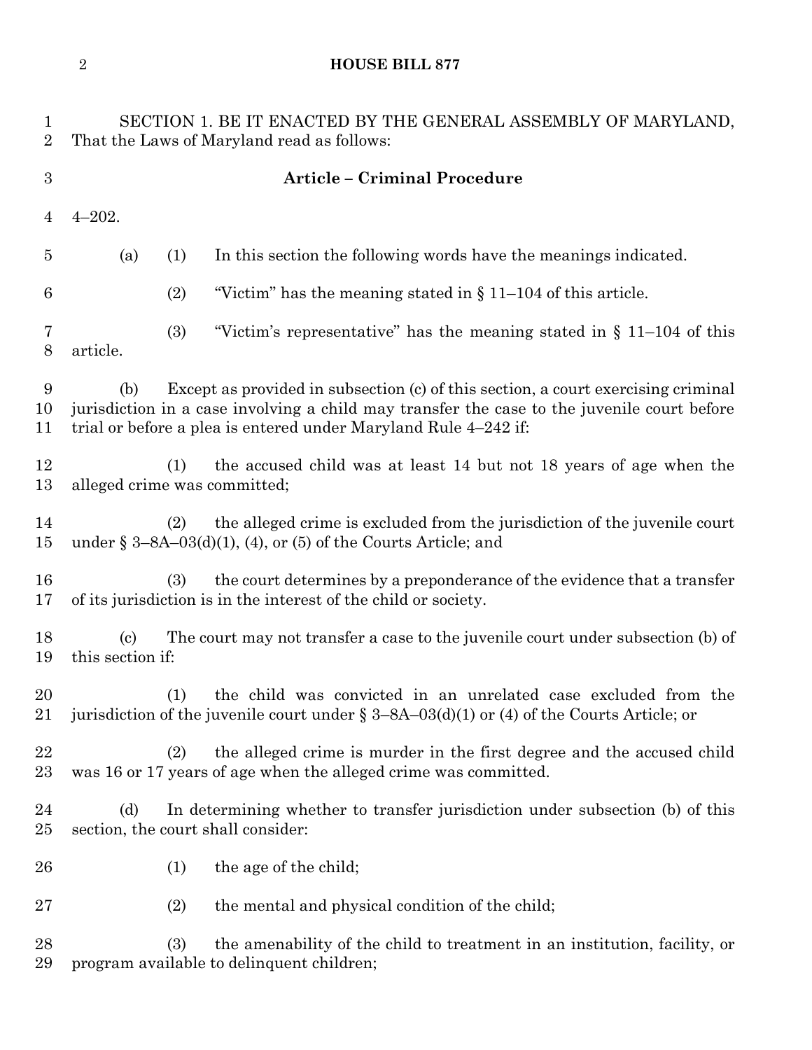SECTION 1. BE IT ENACTED BY THE GENERAL ASSEMBLY OF MARYLAND, That the Laws of Maryland read as follows:

**Article – Criminal Procedure**

4–202.

(a) (1) In this section the following words have the meanings indicated.

(2) "Victim" has the meaning stated in § 11–104 of this article.

(3) "Victim's representative" has the meaning stated in § 11–104 of this article.

(b) Except as provided in subsection (c) of this section, a court exercising criminal jurisdiction in a case involving a child may transfer the case to the juvenile court before trial or before a plea is entered under Maryland Rule 4–242 if:

(1) the accused child was at least 14 but not 18 years of age when the alleged crime was committed;

(2) the alleged crime is excluded from the jurisdiction of the juvenile court under § 3–8A–03(d)(1), (4), or (5) of the Courts Article; and

(3) the court determines by a preponderance of the evidence that a transfer of its jurisdiction is in the interest of the child or society.

(c) The court may not transfer a case to the juvenile court under subsection (b) of this section if:

(1) the child was convicted in an unrelated case excluded from the jurisdiction of the juvenile court under § 3–8A–03(d)(1) or (4) of the Courts Article; or

(2) the alleged crime is murder in the first degree and the accused child was 16 or 17 years of age when the alleged crime was committed.

(d) In determining whether to transfer jurisdiction under subsection (b) of this section, the court shall consider:

(1) the age of the child;

(2) the mental and physical condition of the child;

(3) the amenability of the child to treatment in an institution, facility, or program available to delinquent children;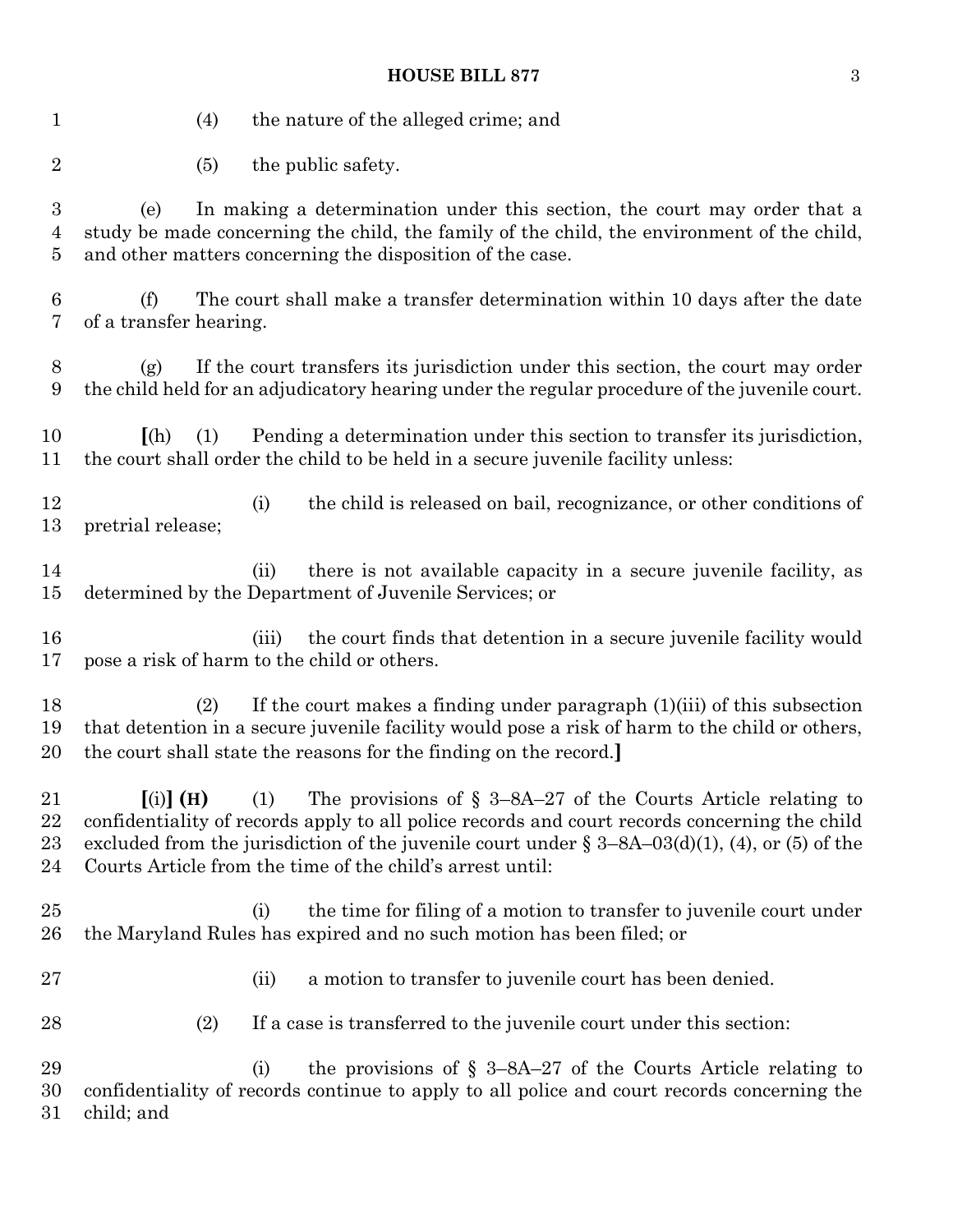(4) the nature of the alleged crime; and

(5) the public safety.

(e) In making a determination under this section, the court may order that a study be made concerning the child, the family of the child, the environment of the child, and other matters concerning the disposition of the case.

(f) The court shall make a transfer determination within 10 days after the date of a transfer hearing.

(g) If the court transfers its jurisdiction under this section, the court may order the child held for an adjudicatory hearing under the regular procedure of the juvenile court.

**[**(h) (1) Pending a determination under this section to transfer its jurisdiction, the court shall order the child to be held in a secure juvenile facility unless:

(i) the child is released on bail, recognizance, or other conditions of pretrial release;

(ii) there is not available capacity in a secure juvenile facility, as determined by the Department of Juvenile Services; or

(iii) the court finds that detention in a secure juvenile facility would pose a risk of harm to the child or others.

(2) If the court makes a finding under paragraph (1)(iii) of this subsection that detention in a secure juvenile facility would pose a risk of harm to the child or others, the court shall state the reasons for the finding on the record.**]**

**[**(i)**]** **(H)** (1) The provisions of § 3–8A–27 of the Courts Article relating to confidentiality of records apply to all police records and court records concerning the child excluded from the jurisdiction of the juvenile court under § 3–8A–03(d)(1), (4), or (5) of the Courts Article from the time of the child's arrest until:

(i) the time for filing of a motion to transfer to juvenile court under the Maryland Rules has expired and no such motion has been filed; or

(ii) a motion to transfer to juvenile court has been denied.

(2) If a case is transferred to the juvenile court under this section:

(i) the provisions of § 3–8A–27 of the Courts Article relating to confidentiality of records continue to apply to all police and court records concerning the child; and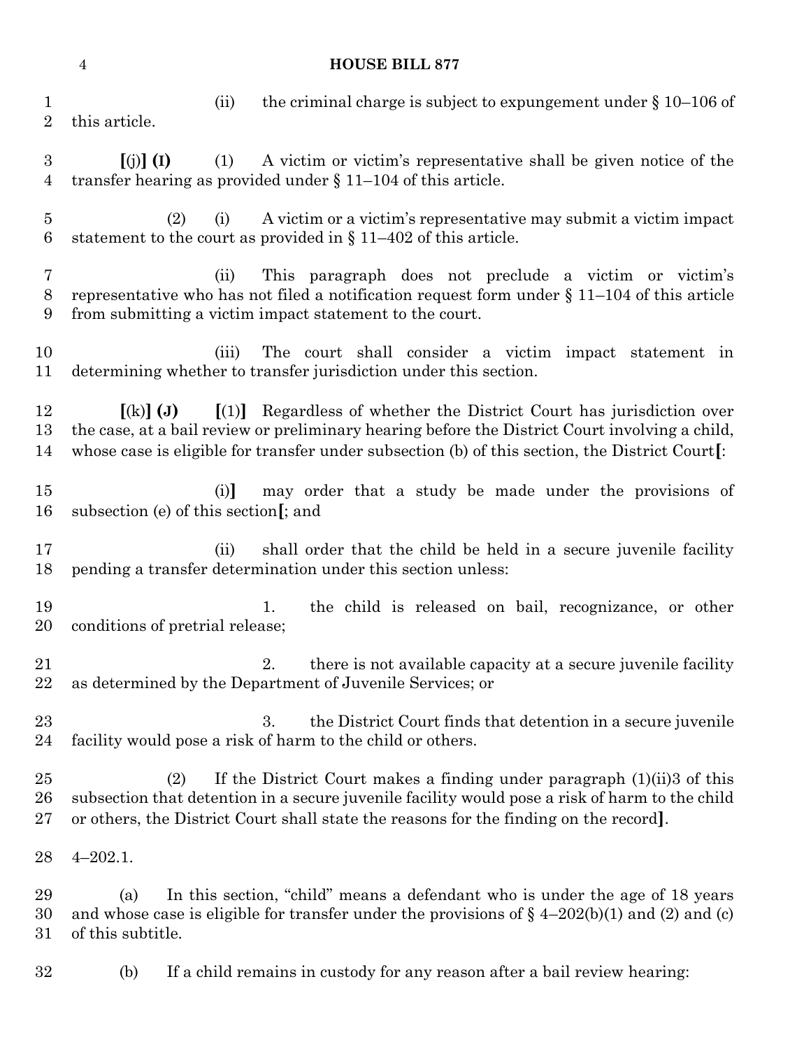(ii) the criminal charge is subject to expungement under § 10–106 of this article.

**[**(j)**]** **(I)** (1) A victim or victim's representative shall be given notice of the transfer hearing as provided under § 11–104 of this article.

(2) (i) A victim or a victim's representative may submit a victim impact statement to the court as provided in § 11–402 of this article.

(ii) This paragraph does not preclude a victim or victim's representative who has not filed a notification request form under § 11–104 of this article from submitting a victim impact statement to the court.

(iii) The court shall consider a victim impact statement in determining whether to transfer jurisdiction under this section.

**[**(k)**]** **(J)** **[**(1)**]** Regardless of whether the District Court has jurisdiction over the case, at a bail review or preliminary hearing before the District Court involving a child, whose case is eligible for transfer under subsection (b) of this section, the District Court**[**:

(i)**]** may order that a study be made under the provisions of subsection (e) of this section**[**; and

(ii) shall order that the child be held in a secure juvenile facility pending a transfer determination under this section unless:

1. the child is released on bail, recognizance, or other conditions of pretrial release;

2. there is not available capacity at a secure juvenile facility as determined by the Department of Juvenile Services; or

3. the District Court finds that detention in a secure juvenile facility would pose a risk of harm to the child or others.

(2) If the District Court makes a finding under paragraph (1)(ii)3 of this subsection that detention in a secure juvenile facility would pose a risk of harm to the child or others, the District Court shall state the reasons for the finding on the record**]**.

4–202.1.

(a) In this section, "child" means a defendant who is under the age of 18 years and whose case is eligible for transfer under the provisions of § 4–202(b)(1) and (2) and (c) of this subtitle.

(b) If a child remains in custody for any reason after a bail review hearing: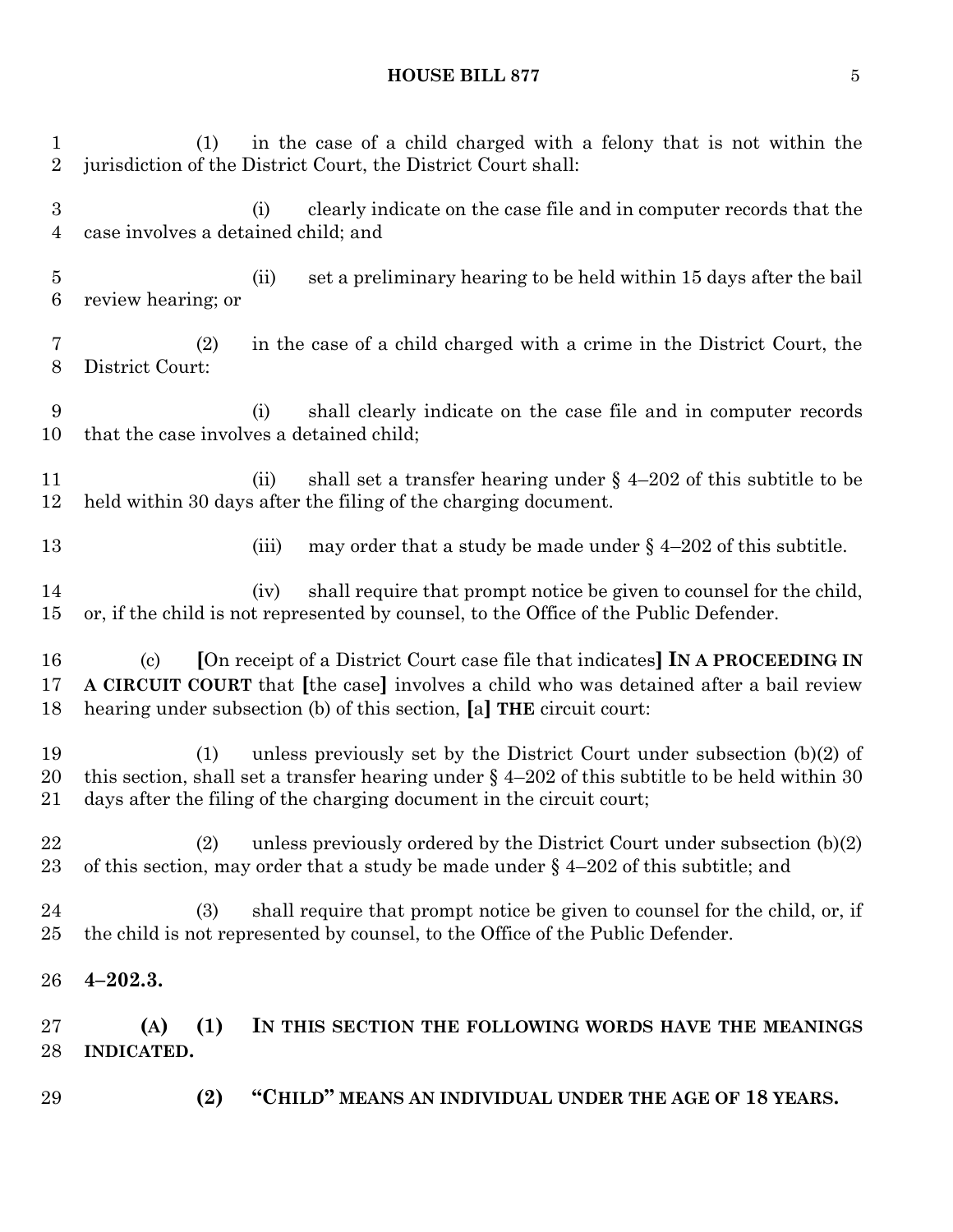(1) in the case of a child charged with a felony that is not within the jurisdiction of the District Court, the District Court shall:

(i) clearly indicate on the case file and in computer records that the case involves a detained child; and

(ii) set a preliminary hearing to be held within 15 days after the bail review hearing; or

(2) in the case of a child charged with a crime in the District Court, the District Court:

(i) shall clearly indicate on the case file and in computer records that the case involves a detained child;

(ii) shall set a transfer hearing under § 4–202 of this subtitle to be held within 30 days after the filing of the charging document.

(iii) may order that a study be made under § 4–202 of this subtitle.

(iv) shall require that prompt notice be given to counsel for the child, or, if the child is not represented by counsel, to the Office of the Public Defender.

(c) [On receipt of a District Court case file that indicates] **IN A PROCEEDING IN A CIRCUIT COURT** that [the case] involves a child who was detained after a bail review hearing under subsection (b) of this section, [a] **THE** circuit court:

(1) unless previously set by the District Court under subsection (b)(2) of this section, shall set a transfer hearing under § 4–202 of this subtitle to be held within 30 days after the filing of the charging document in the circuit court;

(2) unless previously ordered by the District Court under subsection (b)(2) of this section, may order that a study be made under § 4–202 of this subtitle; and

(3) shall require that prompt notice be given to counsel for the child, or, if the child is not represented by counsel, to the Office of the Public Defender.

**4–202.3.**

**(A) (1) IN THIS SECTION THE FOLLOWING WORDS HAVE THE MEANINGS INDICATED.**

**(2) "CHILD" MEANS AN INDIVIDUAL UNDER THE AGE OF 18 YEARS.**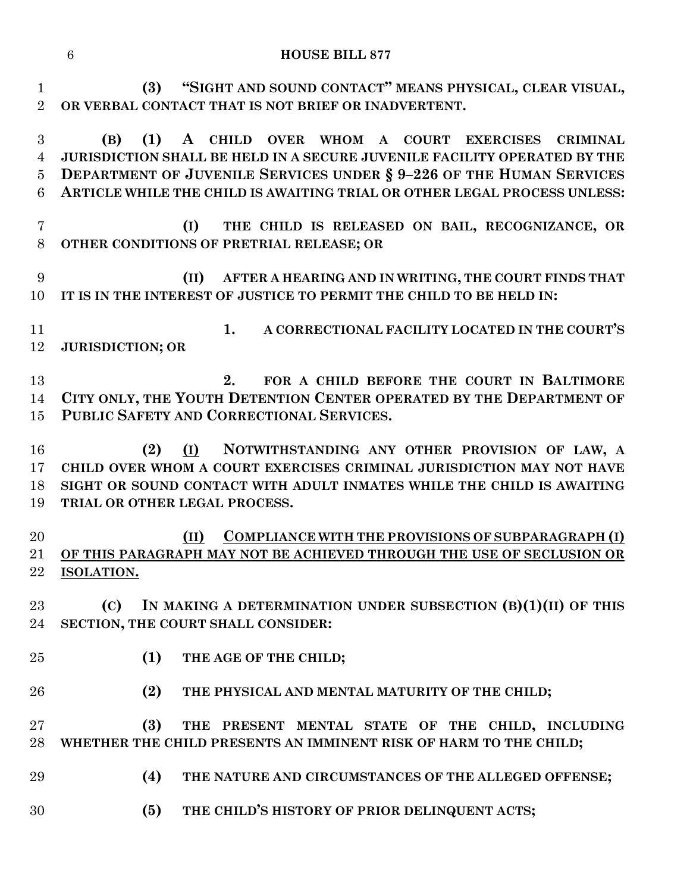**(3) "SIGHT AND SOUND CONTACT" MEANS PHYSICAL, CLEAR VISUAL, OR VERBAL CONTACT THAT IS NOT BRIEF OR INADVERTENT.**

**(B) (1) A CHILD OVER WHOM A COURT EXERCISES CRIMINAL JURISDICTION SHALL BE HELD IN A SECURE JUVENILE FACILITY OPERATED BY THE DEPARTMENT OF JUVENILE SERVICES UNDER § 9–226 OF THE HUMAN SERVICES ARTICLE WHILE THE CHILD IS AWAITING TRIAL OR OTHER LEGAL PROCESS UNLESS:**

**(I) THE CHILD IS RELEASED ON BAIL, RECOGNIZANCE, OR OTHER CONDITIONS OF PRETRIAL RELEASE; OR**

**(II) AFTER A HEARING AND IN WRITING, THE COURT FINDS THAT IT IS IN THE INTEREST OF JUSTICE TO PERMIT THE CHILD TO BE HELD IN:**

**1. A CORRECTIONAL FACILITY LOCATED IN THE COURT'S JURISDICTION; OR**

**2. FOR A CHILD BEFORE THE COURT IN BALTIMORE CITY ONLY, THE YOUTH DETENTION CENTER OPERATED BY THE DEPARTMENT OF PUBLIC SAFETY AND CORRECTIONAL SERVICES.**

**(2) <u>(I)</u> NOTWITHSTANDING ANY OTHER PROVISION OF LAW, A CHILD OVER WHOM A COURT EXERCISES CRIMINAL JURISDICTION MAY NOT HAVE SIGHT OR SOUND CONTACT WITH ADULT INMATES WHILE THE CHILD IS AWAITING TRIAL OR OTHER LEGAL PROCESS.**

<u>**(II) COMPLIANCE WITH THE PROVISIONS OF SUBPARAGRAPH (I) OF THIS PARAGRAPH MAY NOT BE ACHIEVED THROUGH THE USE OF SECLUSION OR ISOLATION.**</u>

**(C) IN MAKING A DETERMINATION UNDER SUBSECTION (B)(1)(II) OF THIS SECTION, THE COURT SHALL CONSIDER:**

**(1) THE AGE OF THE CHILD;**

**(2) THE PHYSICAL AND MENTAL MATURITY OF THE CHILD;**

**(3) THE PRESENT MENTAL STATE OF THE CHILD, INCLUDING WHETHER THE CHILD PRESENTS AN IMMINENT RISK OF HARM TO THE CHILD;**

**(4) THE NATURE AND CIRCUMSTANCES OF THE ALLEGED OFFENSE;**

**(5) THE CHILD'S HISTORY OF PRIOR DELINQUENT ACTS;**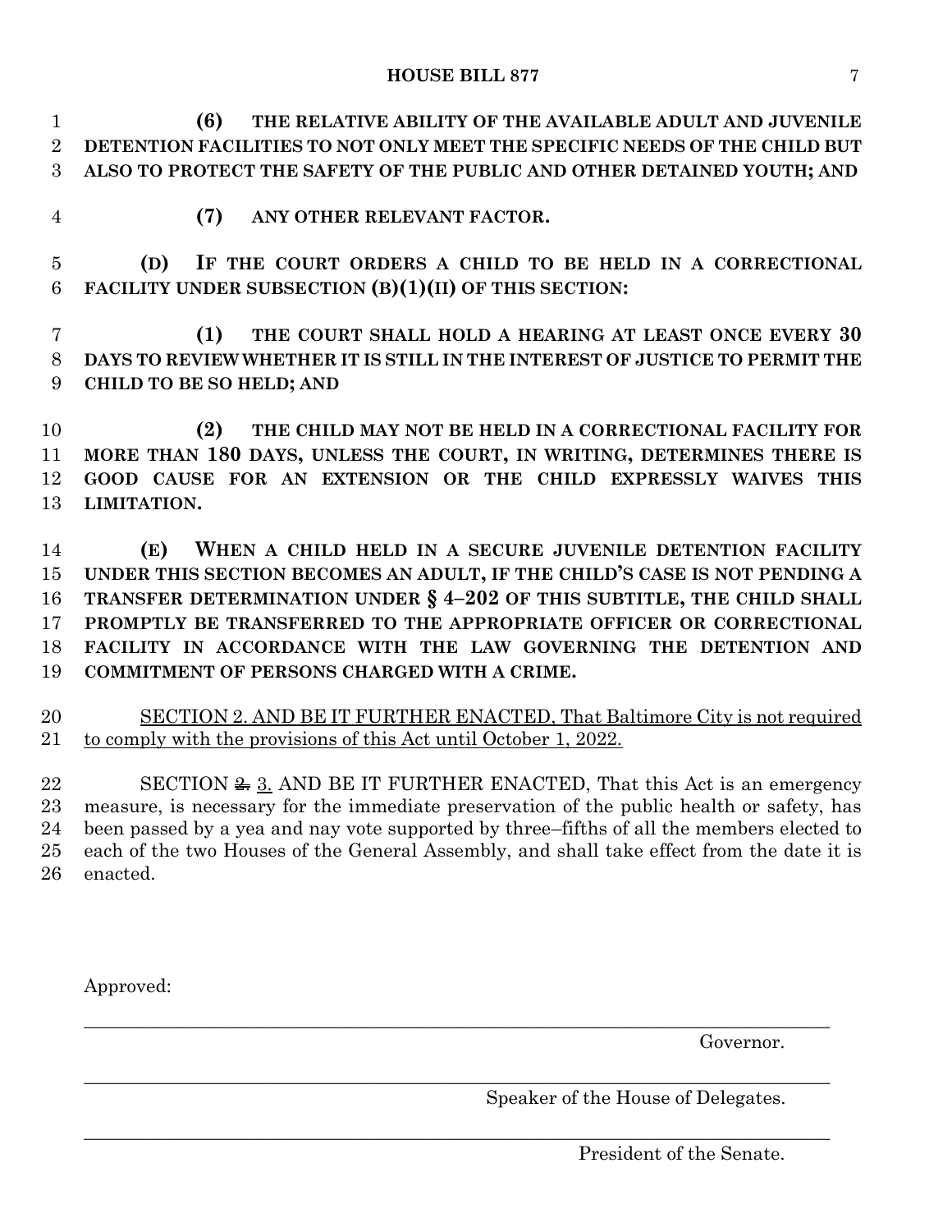**(6) THE RELATIVE ABILITY OF THE AVAILABLE ADULT AND JUVENILE DETENTION FACILITIES TO NOT ONLY MEET THE SPECIFIC NEEDS OF THE CHILD BUT ALSO TO PROTECT THE SAFETY OF THE PUBLIC AND OTHER DETAINED YOUTH; AND**

**(7) ANY OTHER RELEVANT FACTOR.**

**(D) IF THE COURT ORDERS A CHILD TO BE HELD IN A CORRECTIONAL FACILITY UNDER SUBSECTION (B)(1)(II) OF THIS SECTION:**

**(1) THE COURT SHALL HOLD A HEARING AT LEAST ONCE EVERY 30 DAYS TO REVIEW WHETHER IT IS STILL IN THE INTEREST OF JUSTICE TO PERMIT THE CHILD TO BE SO HELD; AND**

**(2) THE CHILD MAY NOT BE HELD IN A CORRECTIONAL FACILITY FOR MORE THAN 180 DAYS, UNLESS THE COURT, IN WRITING, DETERMINES THERE IS GOOD CAUSE FOR AN EXTENSION OR THE CHILD EXPRESSLY WAIVES THIS LIMITATION.**

**(E) WHEN A CHILD HELD IN A SECURE JUVENILE DETENTION FACILITY UNDER THIS SECTION BECOMES AN ADULT, IF THE CHILD'S CASE IS NOT PENDING A TRANSFER DETERMINATION UNDER § 4–202 OF THIS SUBTITLE, THE CHILD SHALL PROMPTLY BE TRANSFERRED TO THE APPROPRIATE OFFICER OR CORRECTIONAL FACILITY IN ACCORDANCE WITH THE LAW GOVERNING THE DETENTION AND COMMITMENT OF PERSONS CHARGED WITH A CRIME.**

<u>SECTION 2. AND BE IT FURTHER ENACTED, That Baltimore City is not required to comply with the provisions of this Act until October 1, 2022.</u>

SECTION ~~2.~~ <u>3.</u> AND BE IT FURTHER ENACTED, That this Act is an emergency measure, is necessary for the immediate preservation of the public health or safety, has been passed by a yea and nay vote supported by three–fifths of all the members elected to each of the two Houses of the General Assembly, and shall take effect from the date it is enacted.

Approved:

\_\_\_\_\_\_\_\_\_\_\_\_\_\_\_\_\_\_\_\_\_\_\_\_\_\_\_\_\_\_\_\_\_\_\_\_\_\_\_\_\_\_\_\_\_\_\_\_\_\_\_\_\_\_\_\_\_\_\_\_\_\_\_\_\_\_\_\_\_\_\_\_\_\_

Governor.

\_\_\_\_\_\_\_\_\_\_\_\_\_\_\_\_\_\_\_\_\_\_\_\_\_\_\_\_\_\_\_\_\_\_\_\_\_\_\_\_\_\_\_\_\_\_\_\_\_\_\_\_\_\_\_\_\_\_\_\_\_\_\_\_\_\_\_\_\_\_\_\_\_\_

Speaker of the House of Delegates.

\_\_\_\_\_\_\_\_\_\_\_\_\_\_\_\_\_\_\_\_\_\_\_\_\_\_\_\_\_\_\_\_\_\_\_\_\_\_\_\_\_\_\_\_\_\_\_\_\_\_\_\_\_\_\_\_\_\_\_\_\_\_\_\_\_\_\_\_\_\_\_\_\_\_

President of the Senate.